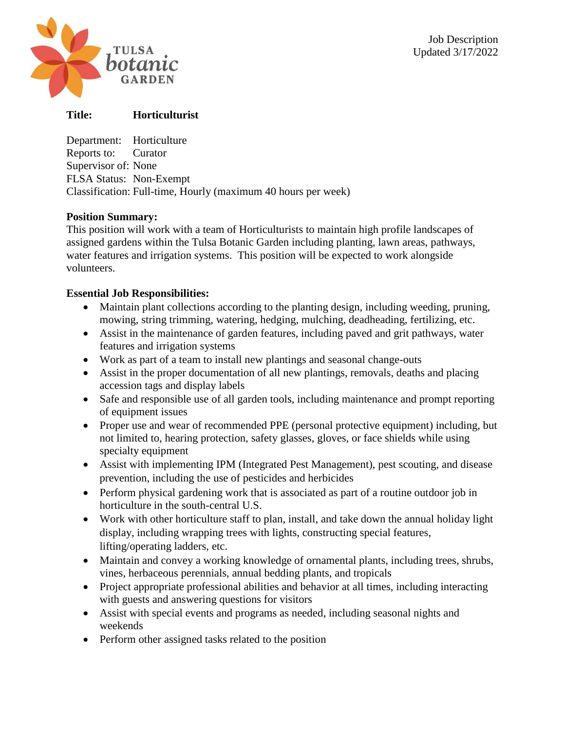TULSA botanic GARDEN

Job Description
Updated 3/17/2022

**Title:** **Horticulturist**

Department: Horticulture
Reports to: Curator
Supervisor of: None
FLSA Status: Non-Exempt
Classification: Full-time, Hourly (maximum 40 hours per week)

**Position Summary:**
This position will work with a team of Horticulturists to maintain high profile landscapes of assigned gardens within the Tulsa Botanic Garden including planting, lawn areas, pathways, water features and irrigation systems. This position will be expected to work alongside volunteers.

**Essential Job Responsibilities:**

- Maintain plant collections according to the planting design, including weeding, pruning, mowing, string trimming, watering, hedging, mulching, deadheading, fertilizing, etc.
- Assist in the maintenance of garden features, including paved and grit pathways, water features and irrigation systems
- Work as part of a team to install new plantings and seasonal change-outs
- Assist in the proper documentation of all new plantings, removals, deaths and placing accession tags and display labels
- Safe and responsible use of all garden tools, including maintenance and prompt reporting of equipment issues
- Proper use and wear of recommended PPE (personal protective equipment) including, but not limited to, hearing protection, safety glasses, gloves, or face shields while using specialty equipment
- Assist with implementing IPM (Integrated Pest Management), pest scouting, and disease prevention, including the use of pesticides and herbicides
- Perform physical gardening work that is associated as part of a routine outdoor job in horticulture in the south-central U.S.
- Work with other horticulture staff to plan, install, and take down the annual holiday light display, including wrapping trees with lights, constructing special features, lifting/operating ladders, etc.
- Maintain and convey a working knowledge of ornamental plants, including trees, shrubs, vines, herbaceous perennials, annual bedding plants, and tropicals
- Project appropriate professional abilities and behavior at all times, including interacting with guests and answering questions for visitors
- Assist with special events and programs as needed, including seasonal nights and weekends
- Perform other assigned tasks related to the position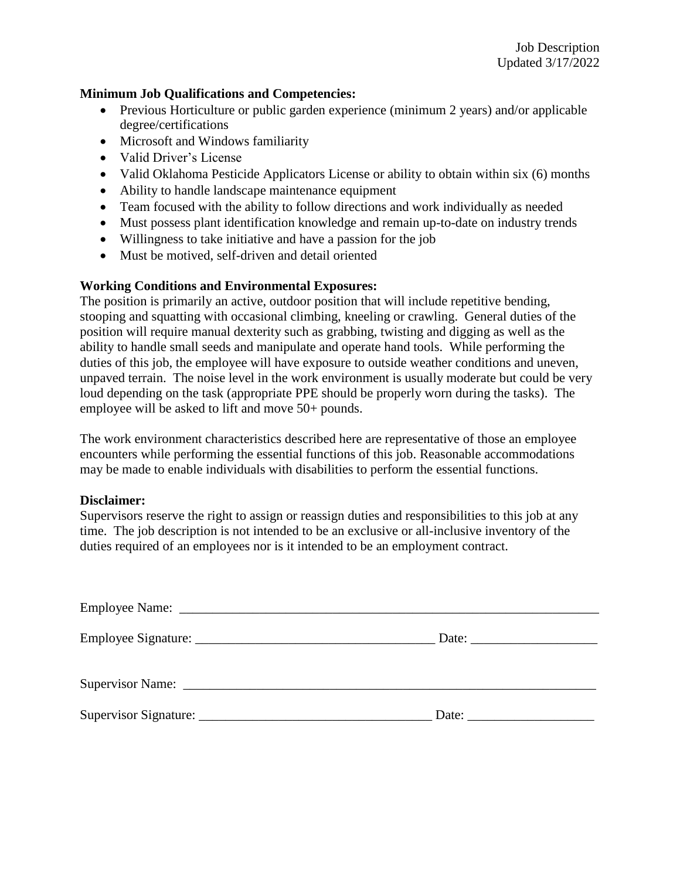**Minimum Job Qualifications and Competencies:**

- Previous Horticulture or public garden experience (minimum 2 years) and/or applicable degree/certifications
- Microsoft and Windows familiarity
- Valid Driver's License
- Valid Oklahoma Pesticide Applicators License or ability to obtain within six (6) months
- Ability to handle landscape maintenance equipment
- Team focused with the ability to follow directions and work individually as needed
- Must possess plant identification knowledge and remain up-to-date on industry trends
- Willingness to take initiative and have a passion for the job
- Must be motived, self-driven and detail oriented

**Working Conditions and Environmental Exposures:**

The position is primarily an active, outdoor position that will include repetitive bending, stooping and squatting with occasional climbing, kneeling or crawling. General duties of the position will require manual dexterity such as grabbing, twisting and digging as well as the ability to handle small seeds and manipulate and operate hand tools. While performing the duties of this job, the employee will have exposure to outside weather conditions and uneven, unpaved terrain. The noise level in the work environment is usually moderate but could be very loud depending on the task (appropriate PPE should be properly worn during the tasks). The employee will be asked to lift and move 50+ pounds.

The work environment characteristics described here are representative of those an employee encounters while performing the essential functions of this job. Reasonable accommodations may be made to enable individuals with disabilities to perform the essential functions.

**Disclaimer:**

Supervisors reserve the right to assign or reassign duties and responsibilities to this job at any time. The job description is not intended to be an exclusive or all-inclusive inventory of the duties required of an employees nor is it intended to be an employment contract.

Employee Name: ____________________________________________________________

Employee Signature: __________________________________ Date: __________________

Supervisor Name: ___________________________________________________________

Supervisor Signature: _________________________________ Date: __________________